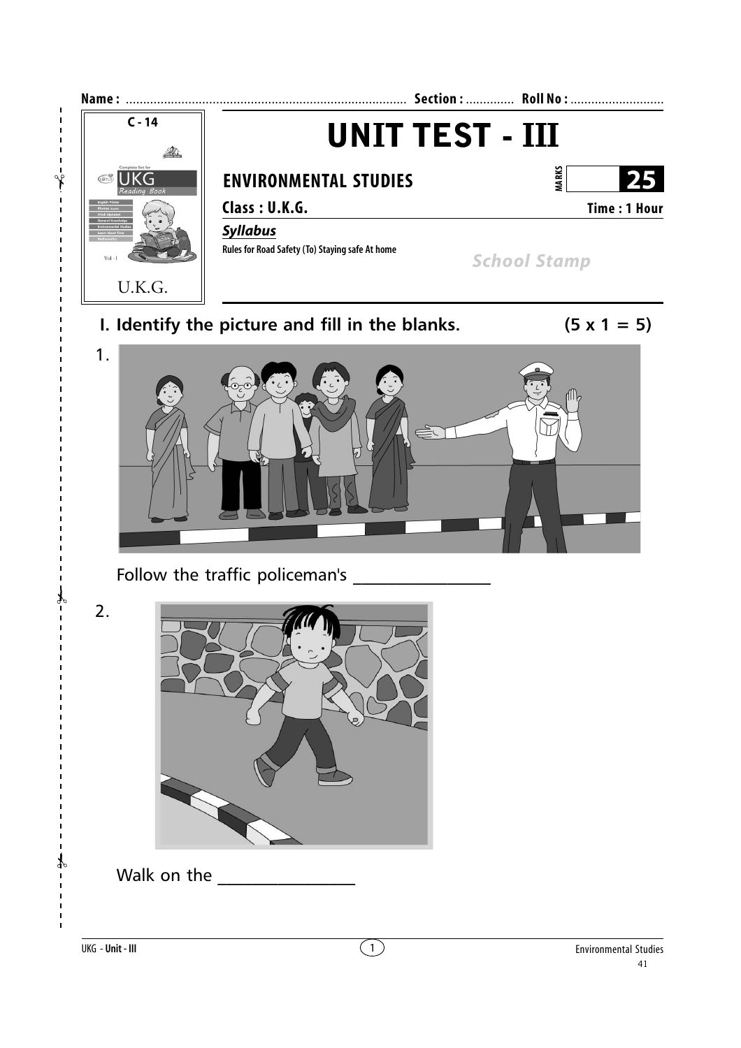Name : ................................................................................ Section : ............. Roll No : ...........................

C - 14

UKG

Reading Book

U.K.G.

# UNIT TEST - III

## ENVIRONMENTAL STUDIES

MARKS **25**

**Class : U.K.G.** **Time : 1 Hour**

***Syllabus***

**Rules for Road Safety (To) Staying safe At home**

*School Stamp*

### I. Identify the picture and fill in the blanks. (5 x 1 = 5)

1.

Follow the traffic policeman's _______________

2.

Walk on the _______________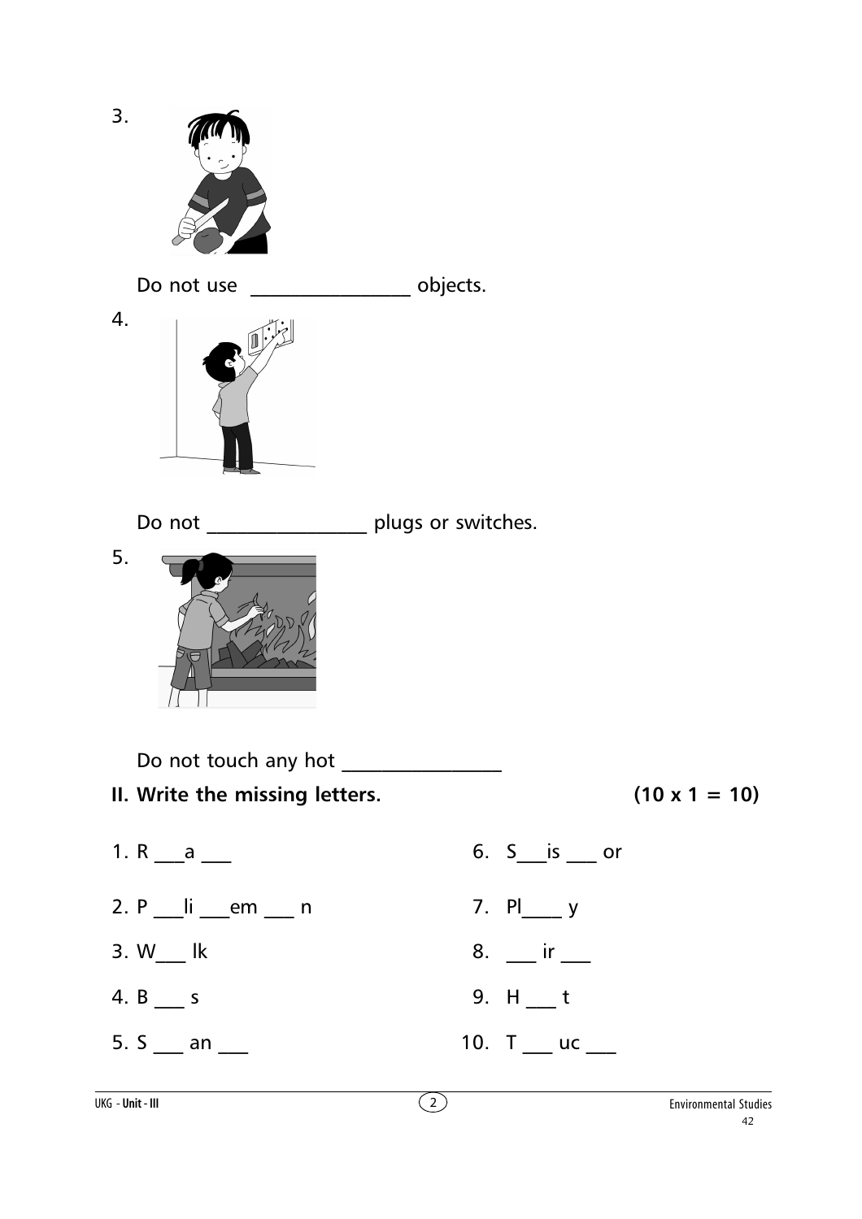3.

Do not use ________________ objects.

4.

Do not ________________ plugs or switches.

5.

Do not touch any hot ________________

**II. Write the missing letters.** **(10 x 1 = 10)**

1. R ___a ___
2. P ___li ___em ___ n
3. W___ lk
4. B ___ s
5. S ___ an ___
6. S___is ___ or
7. Pl____ y
8. ___ ir ___
9. H ___ t
10. T ___ uc ___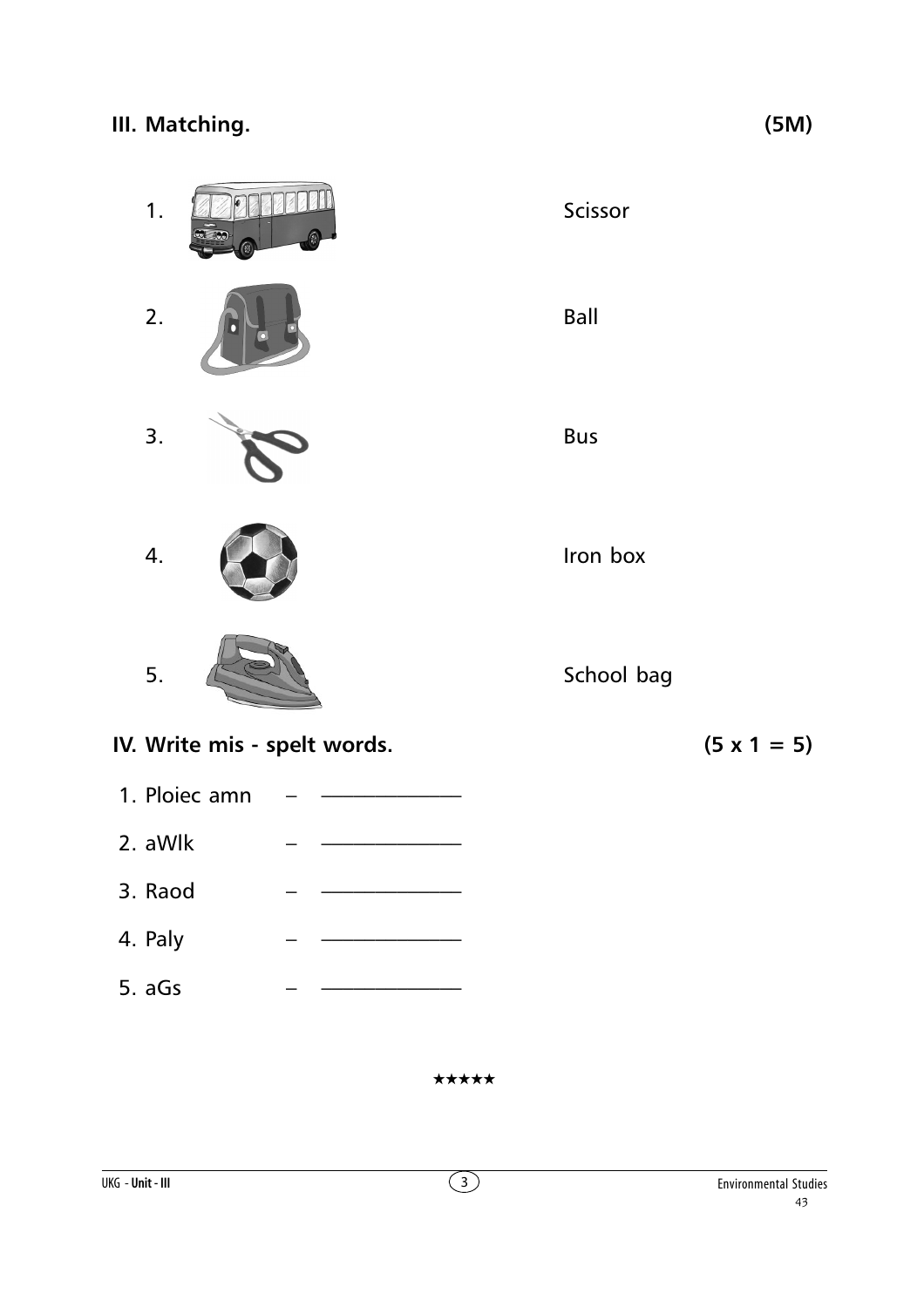## III. Matching. (5M)

| | | |
|---|---|---|
| 1. | | Scissor |
| 2. | | Ball |
| 3. | | Bus |
| 4. | | Iron box |
| 5. | | School bag |

## IV. Write mis - spelt words. (5 x 1 = 5)

1. Ploiec amn – ____________
2. aWlk – ____________
3. Raod – ____________
4. Paly – ____________
5. aGs – ____________

★★★★★